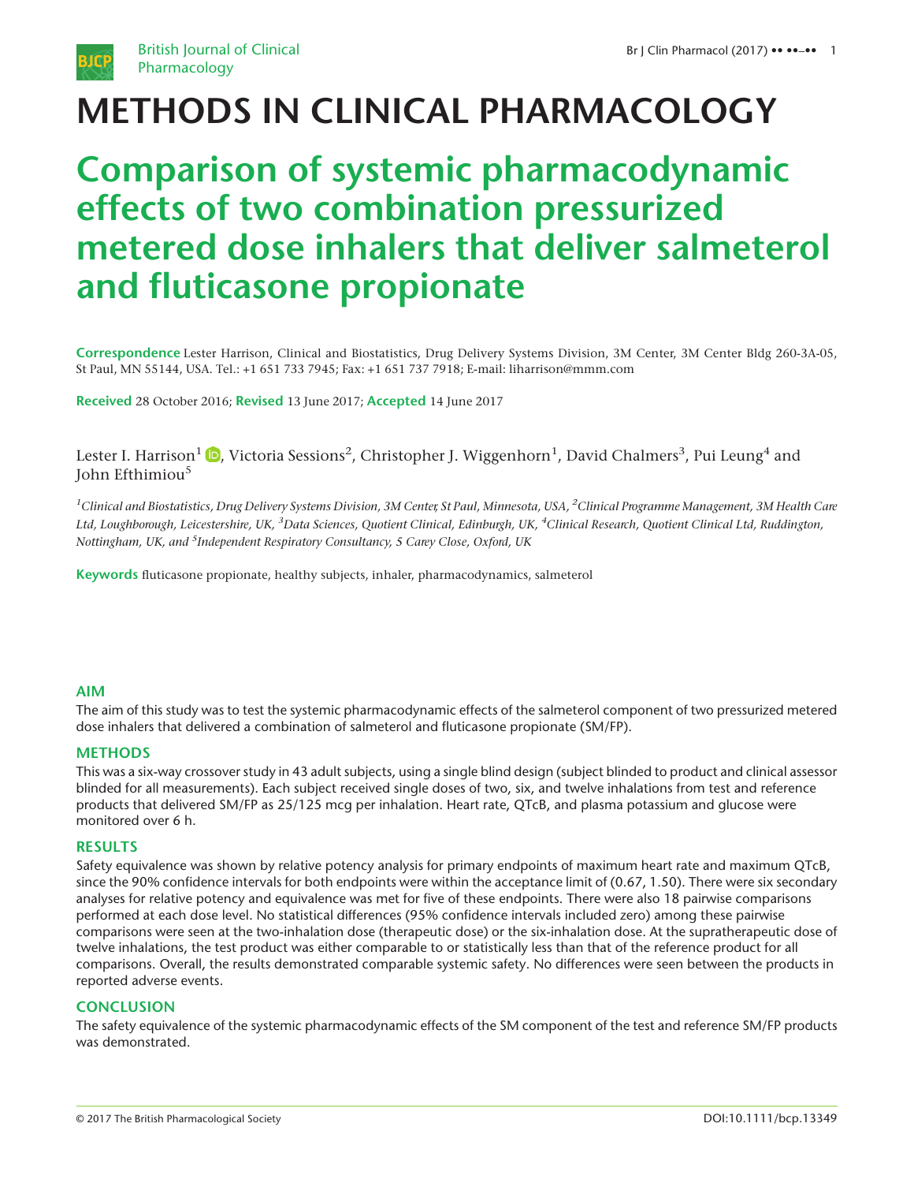# METHODS IN CLINICAL PHARMACOLOGY

# Comparison of systemic pharmacodynamic effects of two combination pressurized metered dose inhalers that deliver salmeterol and fluticasone propionate

**Correspondence** Lester Harrison, Clinical and Biostatistics, Drug Delivery Systems Division, 3M Center, 3M Center Bldg 260-3A-05, St Paul, MN 55144, USA. Tel.: +1 651 733 7945; Fax: +1 651 737 7918; E-mail: liharrison@mmm.com

**Received** 28 October 2016; **Revised** 13 June 2017; **Accepted** 14 June 2017

Lester I. Harrison[1], Victoria Sessions[2], Christopher J. Wiggenhorn[1], David Chalmers[3], Pui Leung[4] and John Efthimiou[5]

*[1]Clinical and Biostatistics, Drug Delivery Systems Division, 3M Center, St Paul, Minnesota, USA, [2]Clinical Programme Management, 3M Health Care Ltd, Loughborough, Leicestershire, UK, [3]Data Sciences, Quotient Clinical, Edinburgh, UK, [4]Clinical Research, Quotient Clinical Ltd, Ruddington, Nottingham, UK, and [5]Independent Respiratory Consultancy, 5 Carey Close, Oxford, UK*

**Keywords** fluticasone propionate, healthy subjects, inhaler, pharmacodynamics, salmeterol

## AIM

The aim of this study was to test the systemic pharmacodynamic effects of the salmeterol component of two pressurized metered dose inhalers that delivered a combination of salmeterol and fluticasone propionate (SM/FP).

## METHODS

This was a six-way crossover study in 43 adult subjects, using a single blind design (subject blinded to product and clinical assessor blinded for all measurements). Each subject received single doses of two, six, and twelve inhalations from test and reference products that delivered SM/FP as 25/125 mcg per inhalation. Heart rate, QTcB, and plasma potassium and glucose were monitored over 6 h.

## RESULTS

Safety equivalence was shown by relative potency analysis for primary endpoints of maximum heart rate and maximum QTcB, since the 90% confidence intervals for both endpoints were within the acceptance limit of (0.67, 1.50). There were six secondary analyses for relative potency and equivalence was met for five of these endpoints. There were also 18 pairwise comparisons performed at each dose level. No statistical differences (95% confidence intervals included zero) among these pairwise comparisons were seen at the two-inhalation dose (therapeutic dose) or the six-inhalation dose. At the supratherapeutic dose of twelve inhalations, the test product was either comparable to or statistically less than that of the reference product for all comparisons. Overall, the results demonstrated comparable systemic safety. No differences were seen between the products in reported adverse events.

## CONCLUSION

The safety equivalence of the systemic pharmacodynamic effects of the SM component of the test and reference SM/FP products was demonstrated.

© 2017 The British Pharmacological Society DOI:10.1111/bcp.13349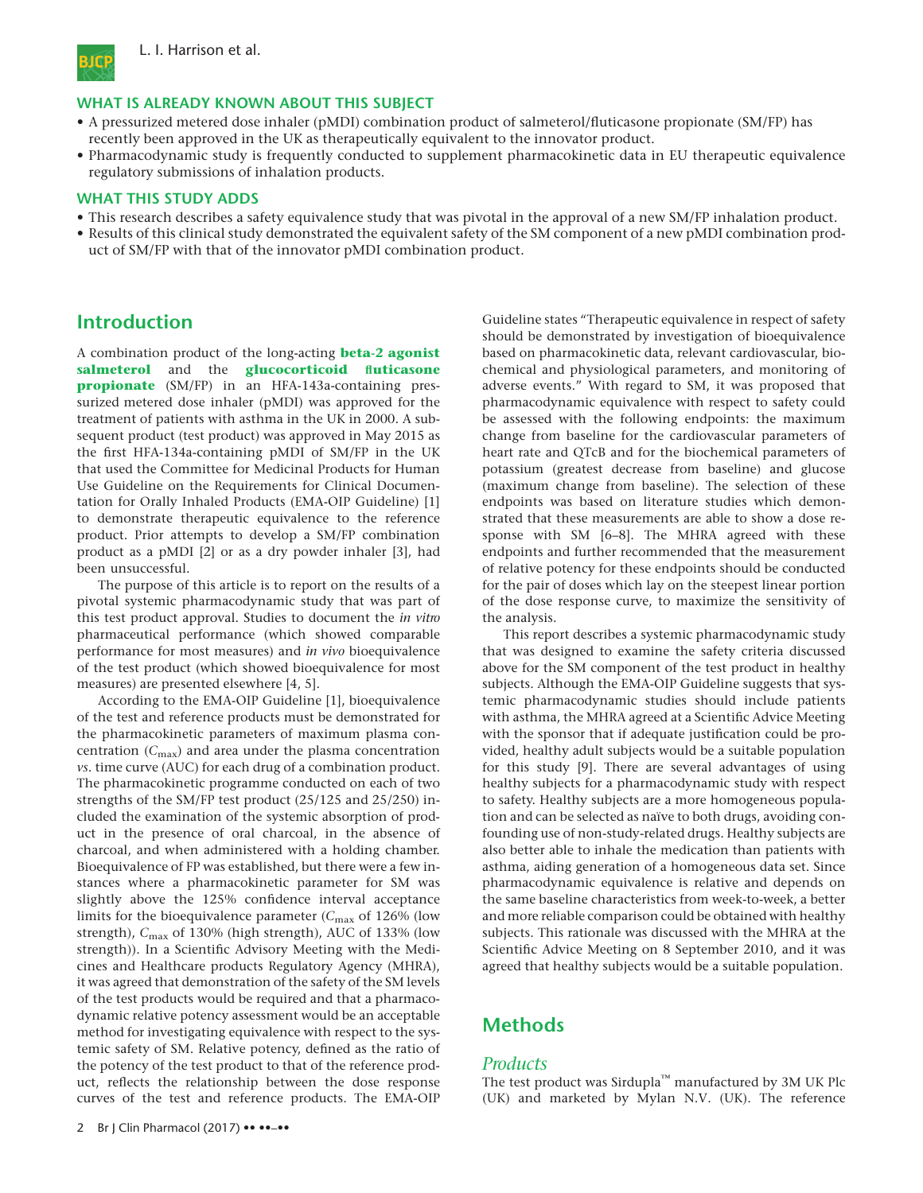## WHAT IS ALREADY KNOWN ABOUT THIS SUBJECT

- A pressurized metered dose inhaler (pMDI) combination product of salmeterol/fluticasone propionate (SM/FP) has recently been approved in the UK as therapeutically equivalent to the innovator product.
- Pharmacodynamic study is frequently conducted to supplement pharmacokinetic data in EU therapeutic equivalence regulatory submissions of inhalation products.

## WHAT THIS STUDY ADDS

- This research describes a safety equivalence study that was pivotal in the approval of a new SM/FP inhalation product.
- Results of this clinical study demonstrated the equivalent safety of the SM component of a new pMDI combination product of SM/FP with that of the innovator pMDI combination product.

# Introduction

A combination product of the long-acting **beta-2 agonist salmeterol** and the **glucocorticoid fluticasone propionate** (SM/FP) in an HFA-143a-containing pressurized metered dose inhaler (pMDI) was approved for the treatment of patients with asthma in the UK in 2000. A subsequent product (test product) was approved in May 2015 as the first HFA-134a-containing pMDI of SM/FP in the UK that used the Committee for Medicinal Products for Human Use Guideline on the Requirements for Clinical Documentation for Orally Inhaled Products (EMA-OIP Guideline) [1] to demonstrate therapeutic equivalence to the reference product. Prior attempts to develop a SM/FP combination product as a pMDI [2] or as a dry powder inhaler [3], had been unsuccessful.

The purpose of this article is to report on the results of a pivotal systemic pharmacodynamic study that was part of this test product approval. Studies to document the *in vitro* pharmaceutical performance (which showed comparable performance for most measures) and *in vivo* bioequivalence of the test product (which showed bioequivalence for most measures) are presented elsewhere [4, 5].

According to the EMA-OIP Guideline [1], bioequivalence of the test and reference products must be demonstrated for the pharmacokinetic parameters of maximum plasma concentration ($C_{max}$) and area under the plasma concentration *vs*. time curve (AUC) for each drug of a combination product. The pharmacokinetic programme conducted on each of two strengths of the SM/FP test product (25/125 and 25/250) included the examination of the systemic absorption of product in the presence of oral charcoal, in the absence of charcoal, and when administered with a holding chamber. Bioequivalence of FP was established, but there were a few instances where a pharmacokinetic parameter for SM was slightly above the 125% confidence interval acceptance limits for the bioequivalence parameter ($C_{max}$ of 126% (low strength), $C_{max}$ of 130% (high strength), AUC of 133% (low strength)). In a Scientific Advisory Meeting with the Medicines and Healthcare products Regulatory Agency (MHRA), it was agreed that demonstration of the safety of the SM levels of the test products would be required and that a pharmacodynamic relative potency assessment would be an acceptable method for investigating equivalence with respect to the systemic safety of SM. Relative potency, defined as the ratio of the potency of the test product to that of the reference product, reflects the relationship between the dose response curves of the test and reference products. The EMA-OIP Guideline states "Therapeutic equivalence in respect of safety should be demonstrated by investigation of bioequivalence based on pharmacokinetic data, relevant cardiovascular, biochemical and physiological parameters, and monitoring of adverse events." With regard to SM, it was proposed that pharmacodynamic equivalence with respect to safety could be assessed with the following endpoints: the maximum change from baseline for the cardiovascular parameters of heart rate and QTcB and for the biochemical parameters of potassium (greatest decrease from baseline) and glucose (maximum change from baseline). The selection of these endpoints was based on literature studies which demonstrated that these measurements are able to show a dose response with SM [6–8]. The MHRA agreed with these endpoints and further recommended that the measurement of relative potency for these endpoints should be conducted for the pair of doses which lay on the steepest linear portion of the dose response curve, to maximize the sensitivity of the analysis.

This report describes a systemic pharmacodynamic study that was designed to examine the safety criteria discussed above for the SM component of the test product in healthy subjects. Although the EMA-OIP Guideline suggests that systemic pharmacodynamic studies should include patients with asthma, the MHRA agreed at a Scientific Advice Meeting with the sponsor that if adequate justification could be provided, healthy adult subjects would be a suitable population for this study [9]. There are several advantages of using healthy subjects for a pharmacodynamic study with respect to safety. Healthy subjects are a more homogeneous population and can be selected as naïve to both drugs, avoiding confounding use of non-study-related drugs. Healthy subjects are also better able to inhale the medication than patients with asthma, aiding generation of a homogeneous data set. Since pharmacodynamic equivalence is relative and depends on the same baseline characteristics from week-to-week, a better and more reliable comparison could be obtained with healthy subjects. This rationale was discussed with the MHRA at the Scientific Advice Meeting on 8 September 2010, and it was agreed that healthy subjects would be a suitable population.

# Methods

## *Products*

The test product was Sirdupla™ manufactured by 3M UK Plc (UK) and marketed by Mylan N.V. (UK). The reference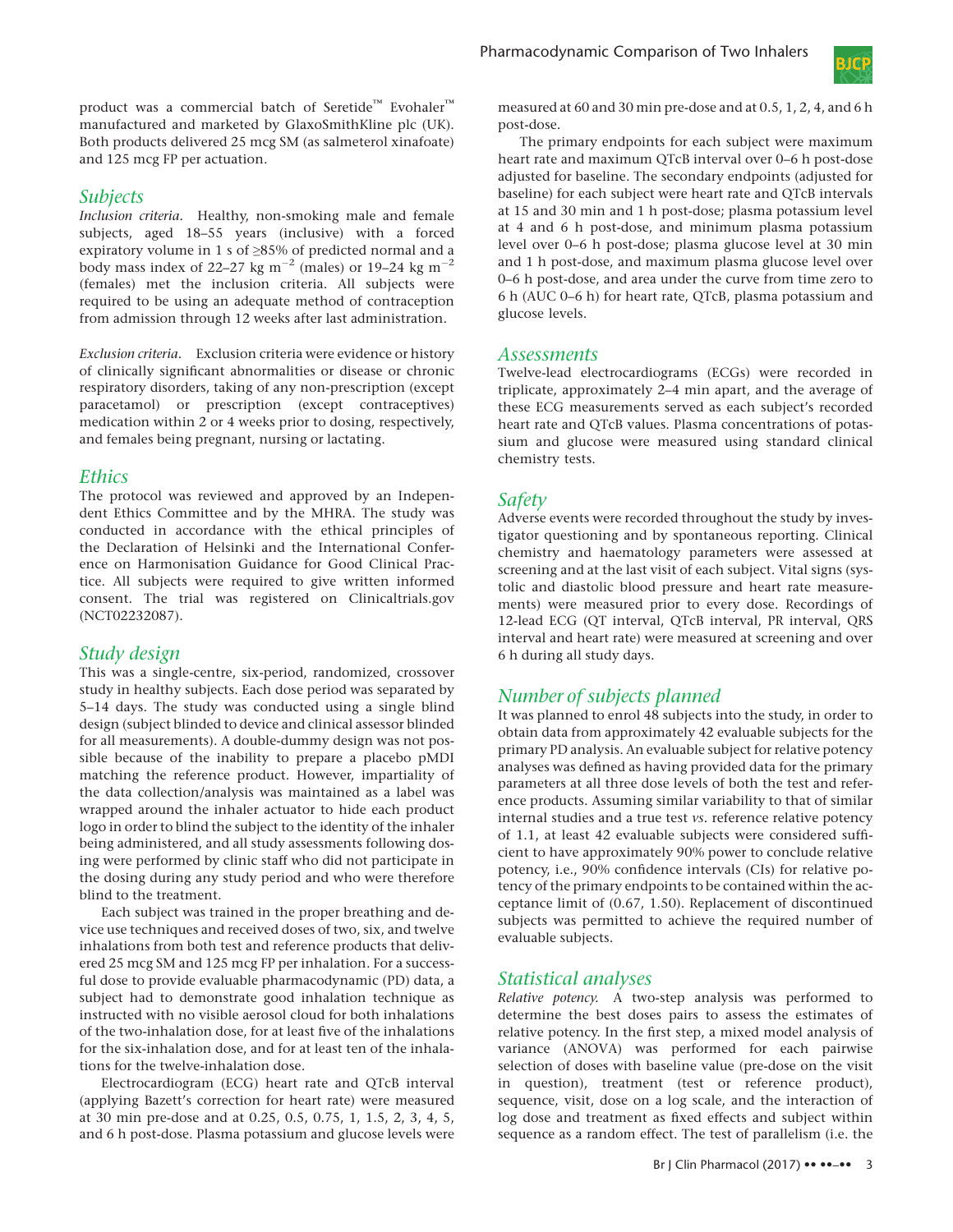product was a commercial batch of Seretide™ Evohaler™ manufactured and marketed by GlaxoSmithKline plc (UK). Both products delivered 25 mcg SM (as salmeterol xinafoate) and 125 mcg FP per actuation.

## Subjects

*Inclusion criteria.* Healthy, non-smoking male and female subjects, aged 18–55 years (inclusive) with a forced expiratory volume in 1 s of ≥85% of predicted normal and a body mass index of 22–27 kg $m^{-2}$ (males) or 19–24 kg $m^{-2}$ (females) met the inclusion criteria. All subjects were required to be using an adequate method of contraception from admission through 12 weeks after last administration.

*Exclusion criteria.* Exclusion criteria were evidence or history of clinically significant abnormalities or disease or chronic respiratory disorders, taking of any non-prescription (except paracetamol) or prescription (except contraceptives) medication within 2 or 4 weeks prior to dosing, respectively, and females being pregnant, nursing or lactating.

## Ethics

The protocol was reviewed and approved by an Independent Ethics Committee and by the MHRA. The study was conducted in accordance with the ethical principles of the Declaration of Helsinki and the International Conference on Harmonisation Guidance for Good Clinical Practice. All subjects were required to give written informed consent. The trial was registered on Clinicaltrials.gov (NCT02232087).

## Study design

This was a single-centre, six-period, randomized, crossover study in healthy subjects. Each dose period was separated by 5–14 days. The study was conducted using a single blind design (subject blinded to device and clinical assessor blinded for all measurements). A double-dummy design was not possible because of the inability to prepare a placebo pMDI matching the reference product. However, impartiality of the data collection/analysis was maintained as a label was wrapped around the inhaler actuator to hide each product logo in order to blind the subject to the identity of the inhaler being administered, and all study assessments following dosing were performed by clinic staff who did not participate in the dosing during any study period and who were therefore blind to the treatment.

Each subject was trained in the proper breathing and device use techniques and received doses of two, six, and twelve inhalations from both test and reference products that delivered 25 mcg SM and 125 mcg FP per inhalation. For a successful dose to provide evaluable pharmacodynamic (PD) data, a subject had to demonstrate good inhalation technique as instructed with no visible aerosol cloud for both inhalations of the two-inhalation dose, for at least five of the inhalations for the six-inhalation dose, and for at least ten of the inhalations for the twelve-inhalation dose.

Electrocardiogram (ECG) heart rate and QTcB interval (applying Bazett's correction for heart rate) were measured at 30 min pre-dose and at 0.25, 0.5, 0.75, 1, 1.5, 2, 3, 4, 5, and 6 h post-dose. Plasma potassium and glucose levels were measured at 60 and 30 min pre-dose and at 0.5, 1, 2, 4, and 6 h post-dose.

The primary endpoints for each subject were maximum heart rate and maximum QTcB interval over 0–6 h post-dose adjusted for baseline. The secondary endpoints (adjusted for baseline) for each subject were heart rate and QTcB intervals at 15 and 30 min and 1 h post-dose; plasma potassium level at 4 and 6 h post-dose, and minimum plasma potassium level over 0–6 h post-dose; plasma glucose level at 30 min and 1 h post-dose, and maximum plasma glucose level over 0–6 h post-dose, and area under the curve from time zero to 6 h (AUC 0–6 h) for heart rate, QTcB, plasma potassium and glucose levels.

## Assessments

Twelve-lead electrocardiograms (ECGs) were recorded in triplicate, approximately 2–4 min apart, and the average of these ECG measurements served as each subject's recorded heart rate and QTcB values. Plasma concentrations of potassium and glucose were measured using standard clinical chemistry tests.

## Safety

Adverse events were recorded throughout the study by investigator questioning and by spontaneous reporting. Clinical chemistry and haematology parameters were assessed at screening and at the last visit of each subject. Vital signs (systolic and diastolic blood pressure and heart rate measurements) were measured prior to every dose. Recordings of 12-lead ECG (QT interval, QTcB interval, PR interval, QRS interval and heart rate) were measured at screening and over 6 h during all study days.

## Number of subjects planned

It was planned to enrol 48 subjects into the study, in order to obtain data from approximately 42 evaluable subjects for the primary PD analysis. An evaluable subject for relative potency analyses was defined as having provided data for the primary parameters at all three dose levels of both the test and reference products. Assuming similar variability to that of similar internal studies and a true test *vs.* reference relative potency of 1.1, at least 42 evaluable subjects were considered sufficient to have approximately 90% power to conclude relative potency, i.e., 90% confidence intervals (CIs) for relative potency of the primary endpoints to be contained within the acceptance limit of (0.67, 1.50). Replacement of discontinued subjects was permitted to achieve the required number of evaluable subjects.

## Statistical analyses

*Relative potency.* A two-step analysis was performed to determine the best doses pairs to assess the estimates of relative potency. In the first step, a mixed model analysis of variance (ANOVA) was performed for each pairwise selection of doses with baseline value (pre-dose on the visit in question), treatment (test or reference product), sequence, visit, dose on a log scale, and the interaction of log dose and treatment as fixed effects and subject within sequence as a random effect. The test of parallelism (i.e. the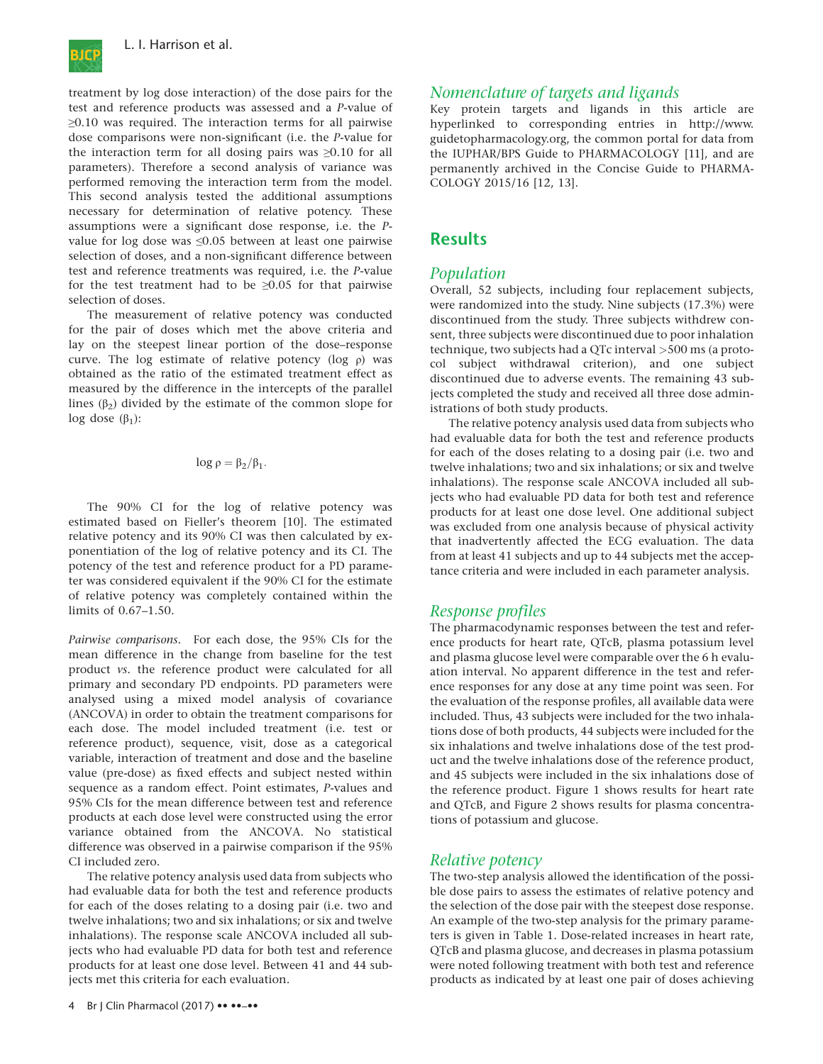treatment by log dose interaction) of the dose pairs for the test and reference products was assessed and a *P*-value of ≥0.10 was required. The interaction terms for all pairwise dose comparisons were non-significant (i.e. the *P*-value for the interaction term for all dosing pairs was ≥0.10 for all parameters). Therefore a second analysis of variance was performed removing the interaction term from the model. This second analysis tested the additional assumptions necessary for determination of relative potency. These assumptions were a significant dose response, i.e. the *P*-value for log dose was ≤0.05 between at least one pairwise selection of doses, and a non-significant difference between test and reference treatments was required, i.e. the *P*-value for the test treatment had to be ≥0.05 for that pairwise selection of doses.

The measurement of relative potency was conducted for the pair of doses which met the above criteria and lay on the steepest linear portion of the dose–response curve. The log estimate of relative potency (log ρ) was obtained as the ratio of the estimated treatment effect as measured by the difference in the intercepts of the parallel lines ($\beta_2$) divided by the estimate of the common slope for log dose ($\beta_1$):

$$\log \rho = \beta_2/\beta_1.$$

The 90% CI for the log of relative potency was estimated based on Fieller's theorem [10]. The estimated relative potency and its 90% CI was then calculated by exponentiation of the log of relative potency and its CI. The potency of the test and reference product for a PD parameter was considered equivalent if the 90% CI for the estimate of relative potency was completely contained within the limits of 0.67–1.50.

*Pairwise comparisons*. For each dose, the 95% CIs for the mean difference in the change from baseline for the test product *vs.* the reference product were calculated for all primary and secondary PD endpoints. PD parameters were analysed using a mixed model analysis of covariance (ANCOVA) in order to obtain the treatment comparisons for each dose. The model included treatment (i.e. test or reference product), sequence, visit, dose as a categorical variable, interaction of treatment and dose and the baseline value (pre-dose) as fixed effects and subject nested within sequence as a random effect. Point estimates, *P*-values and 95% CIs for the mean difference between test and reference products at each dose level were constructed using the error variance obtained from the ANCOVA. No statistical difference was observed in a pairwise comparison if the 95% CI included zero.

The relative potency analysis used data from subjects who had evaluable data for both the test and reference products for each of the doses relating to a dosing pair (i.e. two and twelve inhalations; two and six inhalations; or six and twelve inhalations). The response scale ANCOVA included all subjects who had evaluable PD data for both test and reference products for at least one dose level. Between 41 and 44 subjects met this criteria for each evaluation.

## Nomenclature of targets and ligands

Key protein targets and ligands in this article are hyperlinked to corresponding entries in http://www.guidetopharmacology.org, the common portal for data from the IUPHAR/BPS Guide to PHARMACOLOGY [11], and are permanently archived in the Concise Guide to PHARMACOLOGY 2015/16 [12, 13].

# Results

## Population

Overall, 52 subjects, including four replacement subjects, were randomized into the study. Nine subjects (17.3%) were discontinued from the study. Three subjects withdrew consent, three subjects were discontinued due to poor inhalation technique, two subjects had a QTc interval >500 ms (a protocol subject withdrawal criterion), and one subject discontinued due to adverse events. The remaining 43 subjects completed the study and received all three dose administrations of both study products.

The relative potency analysis used data from subjects who had evaluable data for both the test and reference products for each of the doses relating to a dosing pair (i.e. two and twelve inhalations; two and six inhalations; or six and twelve inhalations). The response scale ANCOVA included all subjects who had evaluable PD data for both test and reference products for at least one dose level. One additional subject was excluded from one analysis because of physical activity that inadvertently affected the ECG evaluation. The data from at least 41 subjects and up to 44 subjects met the acceptance criteria and were included in each parameter analysis.

## Response profiles

The pharmacodynamic responses between the test and reference products for heart rate, QTcB, plasma potassium level and plasma glucose level were comparable over the 6 h evaluation interval. No apparent difference in the test and reference responses for any dose at any time point was seen. For the evaluation of the response profiles, all available data were included. Thus, 43 subjects were included for the two inhalations dose of both products, 44 subjects were included for the six inhalations and twelve inhalations dose of the test product and the twelve inhalations dose of the reference product, and 45 subjects were included in the six inhalations dose of the reference product. Figure 1 shows results for heart rate and QTcB, and Figure 2 shows results for plasma concentrations of potassium and glucose.

## Relative potency

The two-step analysis allowed the identification of the possible dose pairs to assess the estimates of relative potency and the selection of the dose pair with the steepest dose response. An example of the two-step analysis for the primary parameters is given in Table 1. Dose-related increases in heart rate, QTcB and plasma glucose, and decreases in plasma potassium were noted following treatment with both test and reference products as indicated by at least one pair of doses achieving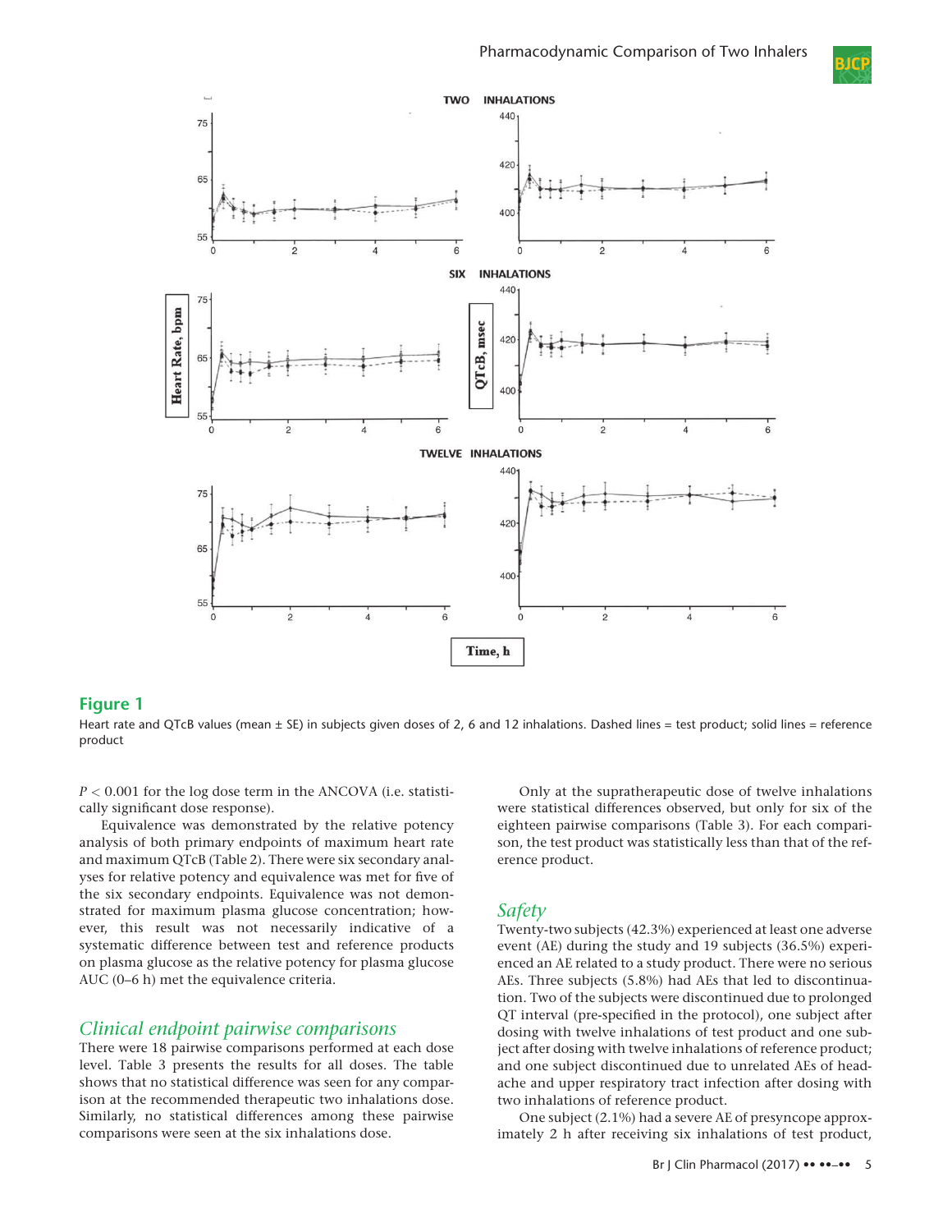**Figure 1**

Heart rate and QTcB values (mean ± SE) in subjects given doses of 2, 6 and 12 inhalations. Dashed lines = test product; solid lines = reference product

$P < 0.001$ for the log dose term in the ANCOVA (i.e. statistically significant dose response).

Equivalence was demonstrated by the relative potency analysis of both primary endpoints of maximum heart rate and maximum QTcB (Table 2). There were six secondary analyses for relative potency and equivalence was met for five of the six secondary endpoints. Equivalence was not demonstrated for maximum plasma glucose concentration; however, this result was not necessarily indicative of a systematic difference between test and reference products on plasma glucose as the relative potency for plasma glucose AUC (0–6 h) met the equivalence criteria.

## *Clinical endpoint pairwise comparisons*

There were 18 pairwise comparisons performed at each dose level. Table 3 presents the results for all doses. The table shows that no statistical difference was seen for any comparison at the recommended therapeutic two inhalations dose. Similarly, no statistical differences among these pairwise comparisons were seen at the six inhalations dose.

Only at the supratherapeutic dose of twelve inhalations were statistical differences observed, but only for six of the eighteen pairwise comparisons (Table 3). For each comparison, the test product was statistically less than that of the reference product.

## *Safety*

Twenty-two subjects (42.3%) experienced at least one adverse event (AE) during the study and 19 subjects (36.5%) experienced an AE related to a study product. There were no serious AEs. Three subjects (5.8%) had AEs that led to discontinuation. Two of the subjects were discontinued due to prolonged QT interval (pre-specified in the protocol), one subject after dosing with twelve inhalations of test product and one subject after dosing with twelve inhalations of reference product; and one subject discontinued due to unrelated AEs of headache and upper respiratory tract infection after dosing with two inhalations of reference product.

One subject (2.1%) had a severe AE of presyncope approximately 2 h after receiving six inhalations of test product,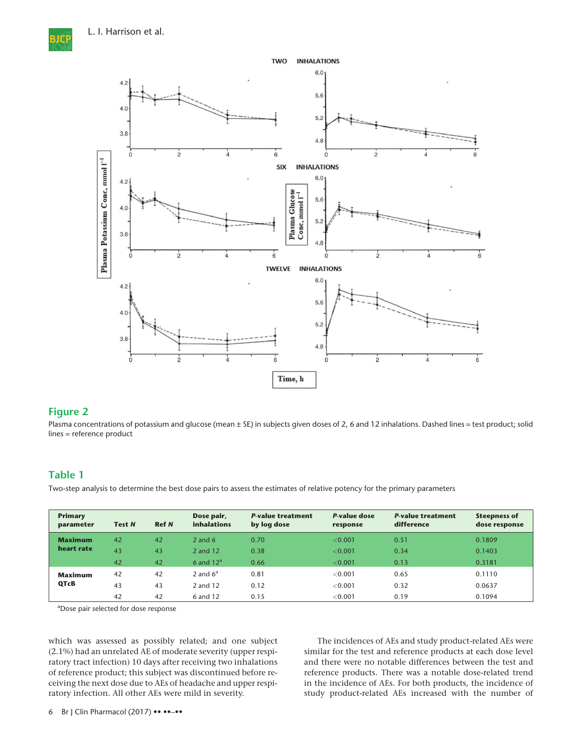## Figure 2

Plasma concentrations of potassium and glucose (mean ± SE) in subjects given doses of 2, 6 and 12 inhalations. Dashed lines = test product; solid lines = reference product

## Table 1

Two-step analysis to determine the best dose pairs to assess the estimates of relative potency for the primary parameters

| Primary parameter | Test *N* | Ref *N* | Dose pair, inhalations | *P*-value treatment by log dose | *P*-value dose response | *P*-value treatment difference | Steepness of dose response |
|---|---|---|---|---|---|---|---|
| **Maximum heart rate** | 42 | 42 | 2 and 6 | 0.70 | <0.001 | 0.51 | 0.1809 |
| | 43 | 43 | 2 and 12 | 0.38 | <0.001 | 0.34 | 0.1403 |
| | 42 | 42 | 6 and 12[a] | 0.66 | <0.001 | 0.13 | 0.3181 |
| **Maximum QTcB** | 42 | 42 | 2 and 6[a] | 0.81 | <0.001 | 0.65 | 0.1110 |
| | 43 | 43 | 2 and 12 | 0.12 | <0.001 | 0.32 | 0.0637 |
| | 42 | 42 | 6 and 12 | 0.15 | <0.001 | 0.19 | 0.1094 |

[a]Dose pair selected for dose response

which was assessed as possibly related; and one subject (2.1%) had an unrelated AE of moderate severity (upper respiratory tract infection) 10 days after receiving two inhalations of reference product; this subject was discontinued before receiving the next dose due to AEs of headache and upper respiratory infection. All other AEs were mild in severity.

The incidences of AEs and study product-related AEs were similar for the test and reference products at each dose level and there were no notable differences between the test and reference products. There was a notable dose-related trend in the incidence of AEs. For both products, the incidence of study product-related AEs increased with the number of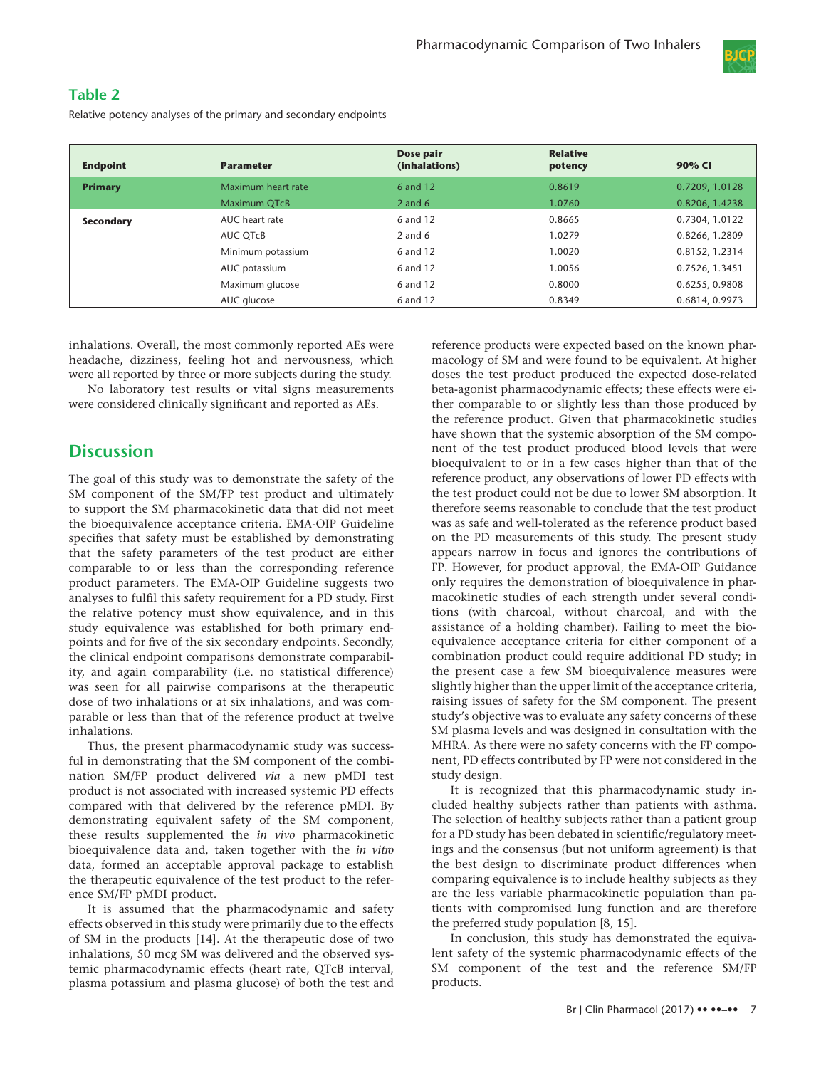**Table 2**

Relative potency analyses of the primary and secondary endpoints

| Endpoint | Parameter | Dose pair (inhalations) | Relative potency | 90% CI |
|---|---|---|---|---|
| **Primary** | Maximum heart rate | 6 and 12 | 0.8619 | 0.7209, 1.0128 |
| | Maximum QTcB | 2 and 6 | 1.0760 | 0.8206, 1.4238 |
| **Secondary** | AUC heart rate | 6 and 12 | 0.8665 | 0.7304, 1.0122 |
| | AUC QTcB | 2 and 6 | 1.0279 | 0.8266, 1.2809 |
| | Minimum potassium | 6 and 12 | 1.0020 | 0.8152, 1.2314 |
| | AUC potassium | 6 and 12 | 1.0056 | 0.7526, 1.3451 |
| | Maximum glucose | 6 and 12 | 0.8000 | 0.6255, 0.9808 |
| | AUC glucose | 6 and 12 | 0.8349 | 0.6814, 0.9973 |

inhalations. Overall, the most commonly reported AEs were headache, dizziness, feeling hot and nervousness, which were all reported by three or more subjects during the study.

No laboratory test results or vital signs measurements were considered clinically significant and reported as AEs.

## Discussion

The goal of this study was to demonstrate the safety of the SM component of the SM/FP test product and ultimately to support the SM pharmacokinetic data that did not meet the bioequivalence acceptance criteria. EMA-OIP Guideline specifies that safety must be established by demonstrating that the safety parameters of the test product are either comparable to or less than the corresponding reference product parameters. The EMA-OIP Guideline suggests two analyses to fulfil this safety requirement for a PD study. First the relative potency must show equivalence, and in this study equivalence was established for both primary endpoints and for five of the six secondary endpoints. Secondly, the clinical endpoint comparisons demonstrate comparability, and again comparability (i.e. no statistical difference) was seen for all pairwise comparisons at the therapeutic dose of two inhalations or at six inhalations, and was comparable or less than that of the reference product at twelve inhalations.

Thus, the present pharmacodynamic study was successful in demonstrating that the SM component of the combination SM/FP product delivered *via* a new pMDI test product is not associated with increased systemic PD effects compared with that delivered by the reference pMDI. By demonstrating equivalent safety of the SM component, these results supplemented the *in vivo* pharmacokinetic bioequivalence data and, taken together with the *in vitro* data, formed an acceptable approval package to establish the therapeutic equivalence of the test product to the reference SM/FP pMDI product.

It is assumed that the pharmacodynamic and safety effects observed in this study were primarily due to the effects of SM in the products [14]. At the therapeutic dose of two inhalations, 50 mcg SM was delivered and the observed systemic pharmacodynamic effects (heart rate, QTcB interval, plasma potassium and plasma glucose) of both the test and reference products were expected based on the known pharmacology of SM and were found to be equivalent. At higher doses the test product produced the expected dose-related beta-agonist pharmacodynamic effects; these effects were either comparable to or slightly less than those produced by the reference product. Given that pharmacokinetic studies have shown that the systemic absorption of the SM component of the test product produced blood levels that were bioequivalent to or in a few cases higher than that of the reference product, any observations of lower PD effects with the test product could not be due to lower SM absorption. It therefore seems reasonable to conclude that the test product was as safe and well-tolerated as the reference product based on the PD measurements of this study. The present study appears narrow in focus and ignores the contributions of FP. However, for product approval, the EMA-OIP Guidance only requires the demonstration of bioequivalence in pharmacokinetic studies of each strength under several conditions (with charcoal, without charcoal, and with the assistance of a holding chamber). Failing to meet the bioequivalence acceptance criteria for either component of a combination product could require additional PD study; in the present case a few SM bioequivalence measures were slightly higher than the upper limit of the acceptance criteria, raising issues of safety for the SM component. The present study's objective was to evaluate any safety concerns of these SM plasma levels and was designed in consultation with the MHRA. As there were no safety concerns with the FP component, PD effects contributed by FP were not considered in the study design.

It is recognized that this pharmacodynamic study included healthy subjects rather than patients with asthma. The selection of healthy subjects rather than a patient group for a PD study has been debated in scientific/regulatory meetings and the consensus (but not uniform agreement) is that the best design to discriminate product differences when comparing equivalence is to include healthy subjects as they are the less variable pharmacokinetic population than patients with compromised lung function and are therefore the preferred study population [8, 15].

In conclusion, this study has demonstrated the equivalent safety of the systemic pharmacodynamic effects of the SM component of the test and the reference SM/FP products.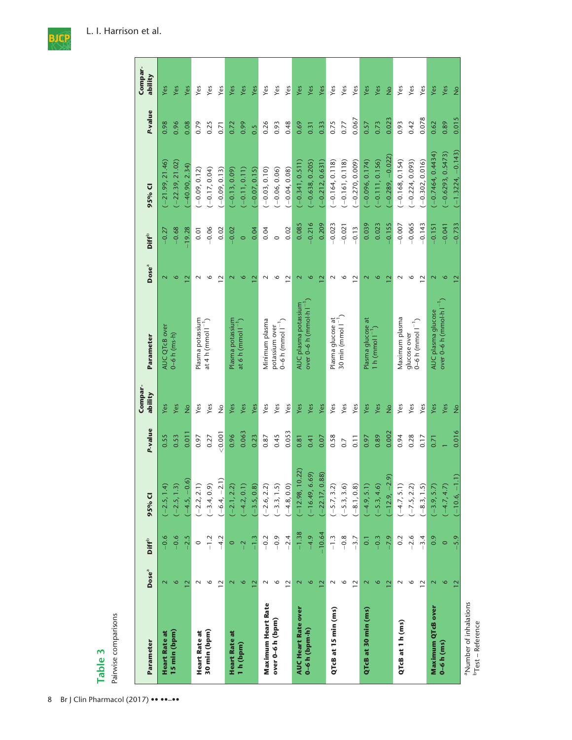**Table 3**

Pairwise comparisons

| Parameter | Dose[a] | Diff[b] | 95% CI | P-value | Comparability | Parameter | Dose[a] | Diff[b] | 95% CI | P-value | Comparability |
|---|---|---|---|---|---|---|---|---|---|---|---|
| **Heart Rate at 15 min (bpm)** | 2 | −0.6 | (−2.5, 1.4) | 0.55 | Yes | AUC QTcB over 0–6 h (ms·h) | 2 | −0.27 | (−21.99, 21.46) | 0.98 | Yes |
| | 6 | −0.6 | (−2.5, 1.3) | 0.53 | Yes | | 6 | −0.68 | (−22.39, 21.02) | 0.96 | Yes |
| | 12 | −2.5 | (−4.5, −0.6) | 0.011 | No | | 12 | −19.28 | (−40.90, 2.34) | 0.08 | Yes |
| **Heart Rate at 30 min (bpm)** | 2 | 0 | (−2.2, 2.1) | 0.97 | Yes | Plasma potassium at 4 h (mmol l$^{-1}$) | 2 | 0.01 | (−0.09, 0.12) | 0.79 | Yes |
| | 6 | −1.2 | (−3.4, 0.9) | 0.27 | Yes | | 6 | −0.06 | (−0.17, 0.04) | 0.25 | Yes |
| | 12 | −4.2 | (−6.4, −2.1) | <0.001 | No | | 12 | 0.02 | (−0.09, 0.13) | 0.71 | Yes |
| **Heart Rate at 1 h (bpm)** | 2 | 0 | (−2.1, 2.2) | 0.96 | Yes | Plasma potassium at 6 h (mmol l$^{-1}$) | 2 | −0.02 | (−0.13, 0.09) | 0.72 | Yes |
| | 6 | −2 | (−4.2, 0.1) | 0.063 | Yes | | 6 | 0 | (−0.11, 0.11) | 0.99 | Yes |
| | 12 | −1.3 | (−3.5, 0.8) | 0.23 | Yes | | 12 | 0.04 | (−0.07, 0.15) | 0.5 | Yes |
| **Maximum Heart Rate over 0–6 h (bpm)** | 2 | −0.2 | (−2.6, 2.2) | 0.87 | Yes | Minimum plasma potassium over 0–6 h (mmol l$^{-1}$) | 2 | 0.04 | (−0.03, 0.10) | 0.26 | Yes |
| | 6 | −0.9 | (−3.3, 1.5) | 0.45 | Yes | | 6 | 0 | (−0.06, 0.06) | 0.93 | Yes |
| | 12 | −2.4 | (−4.8, 0.0) | 0.053 | Yes | | 12 | 0.02 | (−0.04, 0.08) | 0.48 | Yes |
| **AUC Heart Rate over 0–6 h (bpm·h)** | 2 | −1.38 | (−12.98, 10.22) | 0.81 | Yes | AUC plasma potassium over 0–6 h (mmol·h l$^{-1}$) | 2 | 0.085 | (−0.341, 0.511) | 0.69 | Yes |
| | 6 | −4.9 | (−16.49, 6.69) | 0.41 | Yes | | 6 | −0.216 | (−0.638, 0.205) | 0.31 | Yes |
| | 12 | −10.64 | (−22.17, 0.88) | 0.07 | Yes | | 12 | 0.209 | (−0.212, 0.631) | 0.33 | Yes |
| **QTcB at 15 min (ms)** | 2 | −1.3 | (−5.7, 3.2) | 0.58 | Yes | Plasma glucose at 30 min (mmol l$^{-1}$) | 2 | −0.023 | (−0.164, 0.118) | 0.75 | Yes |
| | 6 | −0.8 | (−5.3, 3.6) | 0.7 | Yes | | 6 | −0.021 | (−0.161, 0.118) | 0.77 | Yes |
| | 12 | −3.7 | (−8.1, 0.8) | 0.11 | Yes | | 12 | −0.13 | (−0.270, 0.009) | 0.067 | Yes |
| **QTcB at 30 min (ms)** | 2 | 0.1 | (−4.9, 5.1) | 0.97 | Yes | Plasma glucose at 1 h (mmol l$^{-1}$) | 2 | 0.039 | (−0.096, 0.174) | 0.57 | Yes |
| | 6 | −0.3 | (−5.3, 4.6) | 0.89 | Yes | | 6 | 0.023 | (−0.111, 0.156) | 0.73 | Yes |
| | 12 | −7.9 | (−12.9, −2.9) | 0.002 | No | | 12 | −0.155 | (−0.289, −0.022) | 0.023 | No |
| **QTcB at 1 h (ms)** | 2 | 0.2 | (−4.7, 5.1) | 0.94 | Yes | Maximum plasma glucose over 0–6 h (mmol l$^{-1}$) | 2 | −0.007 | (−0.168, 0.154) | 0.93 | Yes |
| | 6 | −2.6 | (−7.5, 2.2) | 0.28 | Yes | | 6 | −0.065 | (−0.224, 0.093) | 0.42 | Yes |
| | 12 | −3.4 | (−8.3, 1.5) | 0.17 | Yes | | 12 | −0.143 | (−0.302, 0.016) | 0.078 | Yes |
| **Maximum QTcB over 0–6 h (ms)** | 2 | 0.9 | (−3.9, 5.7) | 0.71 | Yes | AUC plasma glucose over 0–6 h (mmol·h l$^{-1}$) | 2 | −0.151 | (−0.7464, 0.4434) | 0.62 | Yes |
| | 6 | 0 | (−4.7, 4.7) | 1 | Yes | | 6 | −0.041 | (−0.6293, 0.5473) | 0.89 | Yes |
| | 12 | −5.9 | (−10.6, −1.1) | 0.016 | No | | 12 | −0.733 | (−1.3224, −0.143) | 0.015 | No |

[a]Number of inhalations

[b]Test – Reference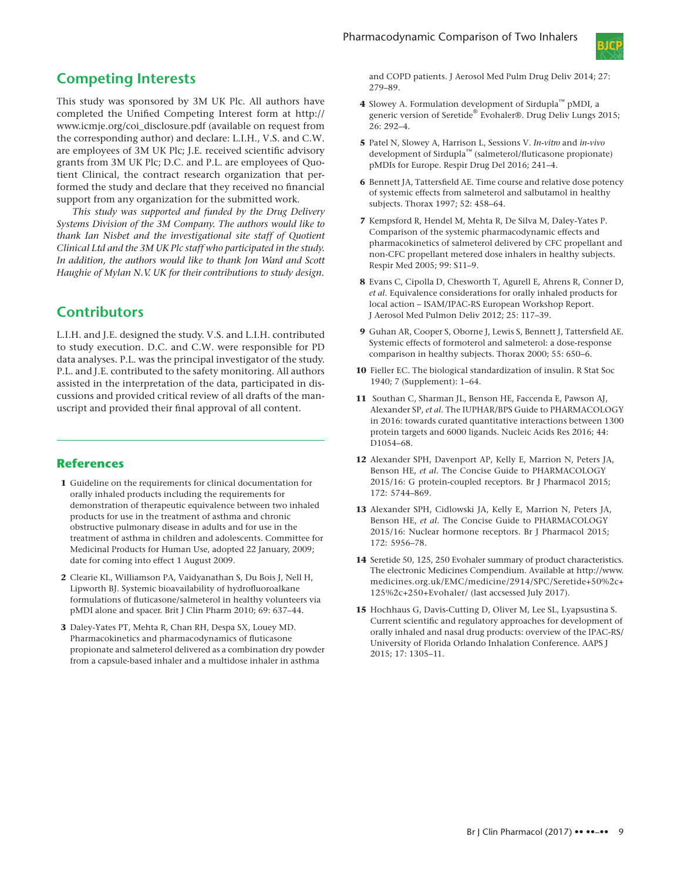## Competing Interests

This study was sponsored by 3M UK Plc. All authors have completed the Unified Competing Interest form at http://www.icmje.org/coi_disclosure.pdf (available on request from the corresponding author) and declare: L.I.H., V.S. and C.W. are employees of 3M UK Plc; J.E. received scientific advisory grants from 3M UK Plc; D.C. and P.L. are employees of Quotient Clinical, the contract research organization that performed the study and declare that they received no financial support from any organization for the submitted work.

*This study was supported and funded by the Drug Delivery Systems Division of the 3M Company. The authors would like to thank Ian Nisbet and the investigational site staff of Quotient Clinical Ltd and the 3M UK Plc staff who participated in the study. In addition, the authors would like to thank Jon Ward and Scott Haughie of Mylan N.V. UK for their contributions to study design.*

## Contributors

L.I.H. and J.E. designed the study. V.S. and L.I.H. contributed to study execution. D.C. and C.W. were responsible for PD data analyses. P.L. was the principal investigator of the study. P.L. and J.E. contributed to the safety monitoring. All authors assisted in the interpretation of the data, participated in discussions and provided critical review of all drafts of the manuscript and provided their final approval of all content.

### References

1. Guideline on the requirements for clinical documentation for orally inhaled products including the requirements for demonstration of therapeutic equivalence between two inhaled products for use in the treatment of asthma and chronic obstructive pulmonary disease in adults and for use in the treatment of asthma in children and adolescents. Committee for Medicinal Products for Human Use, adopted 22 January, 2009; date for coming into effect 1 August 2009.
2. Clearie KL, Williamson PA, Vaidyanathan S, Du Bois J, Nell H, Lipworth BJ. Systemic bioavailability of hydrofluoroalkane formulations of fluticasone/salmeterol in healthy volunteers via pMDI alone and spacer. Brit J Clin Pharm 2010; 69: 637–44.
3. Daley-Yates PT, Mehta R, Chan RH, Despa SX, Louey MD. Pharmacokinetics and pharmacodynamics of fluticasone propionate and salmeterol delivered as a combination dry powder from a capsule-based inhaler and a multidose inhaler in asthma and COPD patients. J Aerosol Med Pulm Drug Deliv 2014; 27: 279–89.
4. Slowey A. Formulation development of Sirdupla™ pMDI, a generic version of Seretide® Evohaler®. Drug Deliv Lungs 2015; 26: 292–4.
5. Patel N, Slowey A, Harrison L, Sessions V. *In-vitro* and *in-vivo* development of Sirdupla™ (salmeterol/fluticasone propionate) pMDIs for Europe. Respir Drug Del 2016; 241–4.
6. Bennett JA, Tattersfield AE. Time course and relative dose potency of systemic effects from salmeterol and salbutamol in healthy subjects. Thorax 1997; 52: 458–64.
7. Kempsford R, Hendel M, Mehta R, De Silva M, Daley-Yates P. Comparison of the systemic pharmacodynamic effects and pharmacokinetics of salmeterol delivered by CFC propellant and non-CFC propellant metered dose inhalers in healthy subjects. Respir Med 2005; 99: S11–9.
8. Evans C, Cipolla D, Chesworth T, Agurell E, Ahrens R, Conner D, *et al.* Equivalence considerations for orally inhaled products for local action – ISAM/IPAC-RS European Workshop Report. J Aerosol Med Pulmon Deliv 2012; 25: 117–39.
9. Guhan AR, Cooper S, Oborne J, Lewis S, Bennett J, Tattersfield AE. Systemic effects of formoterol and salmeterol: a dose-response comparison in healthy subjects. Thorax 2000; 55: 650–6.
10. Fieller EC. The biological standardization of insulin. R Stat Soc 1940; 7 (Supplement): 1–64.
11. Southan C, Sharman JL, Benson HE, Faccenda E, Pawson AJ, Alexander SP, *et al.* The IUPHAR/BPS Guide to PHARMACOLOGY in 2016: towards curated quantitative interactions between 1300 protein targets and 6000 ligands. Nucleic Acids Res 2016; 44: D1054–68.
12. Alexander SPH, Davenport AP, Kelly E, Marrion N, Peters JA, Benson HE, *et al.* The Concise Guide to PHARMACOLOGY 2015/16: G protein-coupled receptors. Br J Pharmacol 2015; 172: 5744–869.
13. Alexander SPH, Cidlowski JA, Kelly E, Marrion N, Peters JA, Benson HE, *et al.* The Concise Guide to PHARMACOLOGY 2015/16: Nuclear hormone receptors. Br J Pharmacol 2015; 172: 5956–78.
14. Seretide 50, 125, 250 Evohaler summary of product characteristics. The electronic Medicines Compendium. Available at http://www.medicines.org.uk/EMC/medicine/2914/SPC/Seretide+50%2c+125%2c+250+Evohaler/ (last accsessed July 2017).
15. Hochhaus G, Davis-Cutting D, Oliver M, Lee SL, Lyapsustina S. Current scientific and regulatory approaches for development of orally inhaled and nasal drug products: overview of the IPAC-RS/University of Florida Orlando Inhalation Conference. AAPS J 2015; 17: 1305–11.